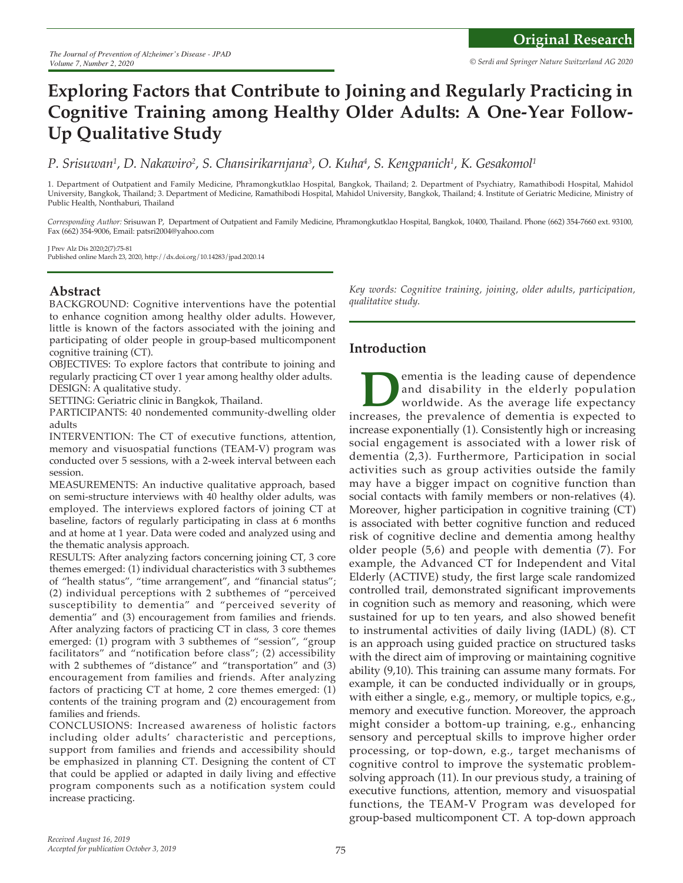# Exploring Factors that Contribute to Joining and Regularly Practicing in Cognitive Training among Healthy Older Adults: A One-Year Follow-Up Qualitative Study

*P. Srisuwan[1], D. Nakawiro[2], S. Chansirikarnjana[3], O. Kuha[4], S. Kengpanich[1], K. Gesakomol[1]*

1. Department of Outpatient and Family Medicine, Phramongkutklao Hospital, Bangkok, Thailand; 2. Department of Psychiatry, Ramathibodi Hospital, Mahidol University, Bangkok, Thailand; 3. Department of Medicine, Ramathibodi Hospital, Mahidol University, Bangkok, Thailand; 4. Institute of Geriatric Medicine, Ministry of Public Health, Nonthaburi, Thailand

*Corresponding Author:* Srisuwan P, Department of Outpatient and Family Medicine, Phramongkutklao Hospital, Bangkok, 10400, Thailand. Phone (662) 354-7660 ext. 93100, Fax (662) 354-9006, Email: patsri2004@yahoo.com

J Prev Alz Dis 2020;2(7):75-81
Published online March 23, 2020, http://dx.doi.org/10.14283/jpad.2020.14

## Abstract

BACKGROUND: Cognitive interventions have the potential to enhance cognition among healthy older adults. However, little is known of the factors associated with the joining and participating of older people in group-based multicomponent cognitive training (CT).

OBJECTIVES: To explore factors that contribute to joining and regularly practicing CT over 1 year among healthy older adults.

DESIGN: A qualitative study.

SETTING: Geriatric clinic in Bangkok, Thailand.

PARTICIPANTS: 40 nondemented community-dwelling older adults

INTERVENTION: The CT of executive functions, attention, memory and visuospatial functions (TEAM-V) program was conducted over 5 sessions, with a 2-week interval between each session.

MEASUREMENTS: An inductive qualitative approach, based on semi-structure interviews with 40 healthy older adults, was employed. The interviews explored factors of joining CT at baseline, factors of regularly participating in class at 6 months and at home at 1 year. Data were coded and analyzed using and the thematic analysis approach.

RESULTS: After analyzing factors concerning joining CT, 3 core themes emerged: (1) individual characteristics with 3 subthemes of "health status", "time arrangement", and "financial status"; (2) individual perceptions with 2 subthemes of "perceived susceptibility to dementia" and "perceived severity of dementia" and (3) encouragement from families and friends. After analyzing factors of practicing CT in class, 3 core themes emerged: (1) program with 3 subthemes of "session", "group facilitators" and "notification before class"; (2) accessibility with 2 subthemes of "distance" and "transportation" and (3) encouragement from families and friends. After analyzing factors of practicing CT at home, 2 core themes emerged: (1) contents of the training program and (2) encouragement from families and friends.

CONCLUSIONS: Increased awareness of holistic factors including older adults' characteristic and perceptions, support from families and friends and accessibility should be emphasized in planning CT. Designing the content of CT that could be applied or adapted in daily living and effective program components such as a notification system could increase practicing.

*Key words: Cognitive training, joining, older adults, participation, qualitative study.*

## Introduction

Dementia is the leading cause of dependence and disability in the elderly population worldwide. As the average life expectancy increases, the prevalence of dementia is expected to increase exponentially (1). Consistently high or increasing social engagement is associated with a lower risk of dementia (2,3). Furthermore, Participation in social activities such as group activities outside the family may have a bigger impact on cognitive function than social contacts with family members or non-relatives (4). Moreover, higher participation in cognitive training (CT) is associated with better cognitive function and reduced risk of cognitive decline and dementia among healthy older people (5,6) and people with dementia (7). For example, the Advanced CT for Independent and Vital Elderly (ACTIVE) study, the first large scale randomized controlled trail, demonstrated significant improvements in cognition such as memory and reasoning, which were sustained for up to ten years, and also showed benefit to instrumental activities of daily living (IADL) (8). CT is an approach using guided practice on structured tasks with the direct aim of improving or maintaining cognitive ability (9,10). This training can assume many formats. For example, it can be conducted individually or in groups, with either a single, e.g., memory, or multiple topics, e.g., memory and executive function. Moreover, the approach might consider a bottom-up training, e.g., enhancing sensory and perceptual skills to improve higher order processing, or top-down, e.g., target mechanisms of cognitive control to improve the systematic problem-solving approach (11). In our previous study, a training of executive functions, attention, memory and visuospatial functions, the TEAM-V Program was developed for group-based multicomponent CT. A top-down approach

*Received August 16, 2019*
*Accepted for publication October 3, 2019*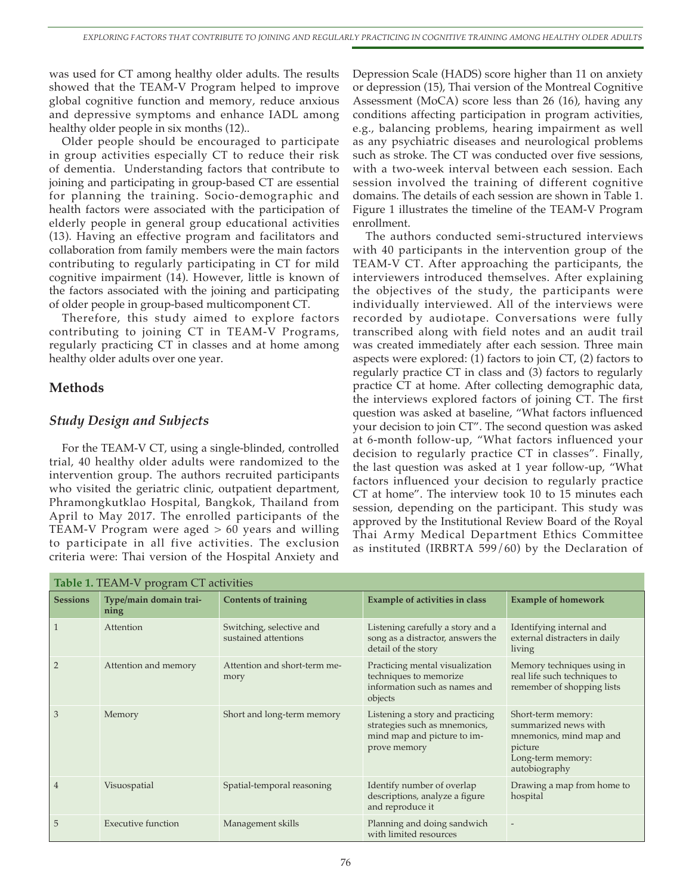was used for CT among healthy older adults. The results showed that the TEAM-V Program helped to improve global cognitive function and memory, reduce anxious and depressive symptoms and enhance IADL among healthy older people in six months (12)..

Older people should be encouraged to participate in group activities especially CT to reduce their risk of dementia. Understanding factors that contribute to joining and participating in group-based CT are essential for planning the training. Socio-demographic and health factors were associated with the participation of elderly people in general group educational activities (13). Having an effective program and facilitators and collaboration from family members were the main factors contributing to regularly participating in CT for mild cognitive impairment (14). However, little is known of the factors associated with the joining and participating of older people in group-based multicomponent CT.

Therefore, this study aimed to explore factors contributing to joining CT in TEAM-V Programs, regularly practicing CT in classes and at home among healthy older adults over one year.

## Methods

### *Study Design and Subjects*

For the TEAM-V CT, using a single-blinded, controlled trial, 40 healthy older adults were randomized to the intervention group. The authors recruited participants who visited the geriatric clinic, outpatient department, Phramongkutklao Hospital, Bangkok, Thailand from April to May 2017. The enrolled participants of the TEAM-V Program were aged > 60 years and willing to participate in all five activities. The exclusion criteria were: Thai version of the Hospital Anxiety and Depression Scale (HADS) score higher than 11 on anxiety or depression (15), Thai version of the Montreal Cognitive Assessment (MoCA) score less than 26 (16), having any conditions affecting participation in program activities, e.g., balancing problems, hearing impairment as well as any psychiatric diseases and neurological problems such as stroke. The CT was conducted over five sessions, with a two-week interval between each session. Each session involved the training of different cognitive domains. The details of each session are shown in Table 1. Figure 1 illustrates the timeline of the TEAM-V Program enrollment.

The authors conducted semi-structured interviews with 40 participants in the intervention group of the TEAM-V CT. After approaching the participants, the interviewers introduced themselves. After explaining the objectives of the study, the participants were individually interviewed. All of the interviews were recorded by audiotape. Conversations were fully transcribed along with field notes and an audit trail was created immediately after each session. Three main aspects were explored: (1) factors to join CT, (2) factors to regularly practice CT in class and (3) factors to regularly practice CT at home. After collecting demographic data, the interviews explored factors of joining CT. The first question was asked at baseline, "What factors influenced your decision to join CT". The second question was asked at 6-month follow-up, "What factors influenced your decision to regularly practice CT in classes". Finally, the last question was asked at 1 year follow-up, "What factors influenced your decision to regularly practice CT at home". The interview took 10 to 15 minutes each session, depending on the participant. This study was approved by the Institutional Review Board of the Royal Thai Army Medical Department Ethics Committee as instituted (IRBRTA 599/60) by the Declaration of

**Table 1.** TEAM-V program CT activities

| Sessions | Type/main domain training | Contents of training | Example of activities in class | Example of homework |
|---|---|---|---|---|
| 1 | Attention | Switching, selective and sustained attentions | Listening carefully a story and a song as a distractor, answers the detail of the story | Identifying internal and external distracters in daily living |
| 2 | Attention and memory | Attention and short-term memory | Practicing mental visualization techniques to memorize information such as names and objects | Memory techniques using in real life such techniques to remember of shopping lists |
| 3 | Memory | Short and long-term memory | Listening a story and practicing strategies such as mnemonics, mind map and picture to improve memory | Short-term memory: summarized news with mnemonics, mind map and picture<br>Long-term memory: autobiography |
| 4 | Visuospatial | Spatial-temporal reasoning | Identify number of overlap descriptions, analyze a figure and reproduce it | Drawing a map from home to hospital |
| 5 | Executive function | Management skills | Planning and doing sandwich with limited resources | - |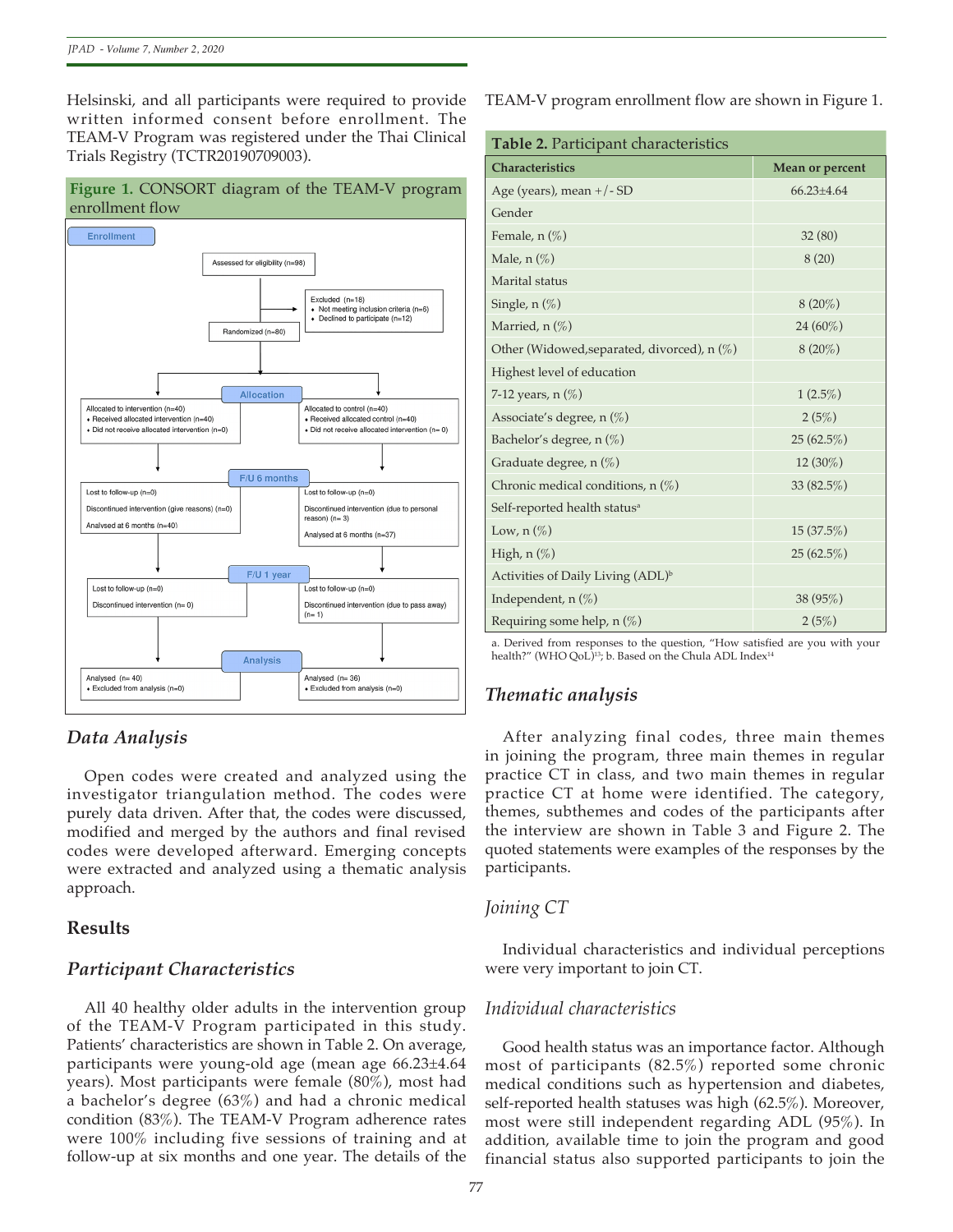Helsinski, and all participants were required to provide written informed consent before enrollment. The TEAM-V Program was registered under the Thai Clinical Trials Registry (TCTR20190709003).

**Figure 1.** CONSORT diagram of the TEAM-V program enrollment flow

Enrollment

Assessed for eligibility (n=98)

Excluded (n=18)
- Not meeting inclusion criteria (n=6)
- Declined to participate (n=12)

Randomized (n=80)

Allocation

Allocated to intervention (n=40)
- Received allocated intervention (n=40)
- Did not receive allocated intervention (n=0)

Allocated to control (n=40)
- Received allocated control (n=40)
- Did not receive allocated intervention (n= 0)

F/U 6 months

Lost to follow-up (n=0)
Discontinued intervention (give reasons) (n=0)
Analysed at 6 months (n=40)

Lost to follow-up (n=0)
Discontinued intervention (due to personal reason) (n= 3)
Analysed at 6 months (n=37)

F/U 1 year

Lost to follow-up (n=0)
Discontinued intervention (n= 0)

Lost to follow-up (n=0)
Discontinued intervention (due to pass away) (n= 1)

Analysis

Analysed (n= 40)
- Excluded from analysis (n=0)

Analysed (n= 36)
- Excluded from analysis (n=0)

## *Data Analysis*

Open codes were created and analyzed using the investigator triangulation method. The codes were purely data driven. After that, the codes were discussed, modified and merged by the authors and final revised codes were developed afterward. Emerging concepts were extracted and analyzed using a thematic analysis approach.

## Results

## *Participant Characteristics*

All 40 healthy older adults in the intervention group of the TEAM-V Program participated in this study. Patients' characteristics are shown in Table 2. On average, participants were young-old age (mean age 66.23±4.64 years). Most participants were female (80%), most had a bachelor's degree (63%) and had a chronic medical condition (83%). The TEAM-V Program adherence rates were 100% including five sessions of training and at follow-up at six months and one year. The details of the TEAM-V program enrollment flow are shown in Figure 1.

**Table 2.** Participant characteristics

| Characteristics | Mean or percent |
|---|---|
| Age (years), mean +/- SD | 66.23±4.64 |
| Gender | |
| Female, n (%) | 32 (80) |
| Male, n (%) | 8 (20) |
| Marital status | |
| Single, n (%) | 8 (20%) |
| Married, n (%) | 24 (60%) |
| Other (Widowed,separated, divorced), n (%) | 8 (20%) |
| Highest level of education | |
| 7-12 years, n (%) | 1 (2.5%) |
| Associate's degree, n (%) | 2 (5%) |
| Bachelor's degree, n (%) | 25 (62.5%) |
| Graduate degree, n (%) | 12 (30%) |
| Chronic medical conditions, n (%) | 33 (82.5%) |
| Self-reported health status[a] | |
| Low, n (%) | 15 (37.5%) |
| High, n (%) | 25 (62.5%) |
| Activities of Daily Living (ADL)[b] | |
| Independent, n (%) | 38 (95%) |
| Requiring some help, n (%) | 2 (5%) |

a. Derived from responses to the question, "How satisfied are you with your health?" (WHO QoL)[13]; b. Based on the Chula ADL Index[14]

## *Thematic analysis*

After analyzing final codes, three main themes in joining the program, three main themes in regular practice CT in class, and two main themes in regular practice CT at home were identified. The category, themes, subthemes and codes of the participants after the interview are shown in Table 3 and Figure 2. The quoted statements were examples of the responses by the participants.

### *Joining CT*

Individual characteristics and individual perceptions were very important to join CT.

### *Individual characteristics*

Good health status was an importance factor. Although most of participants (82.5%) reported some chronic medical conditions such as hypertension and diabetes, self-reported health statuses was high (62.5%). Moreover, most were still independent regarding ADL (95%). In addition, available time to join the program and good financial status also supported participants to join the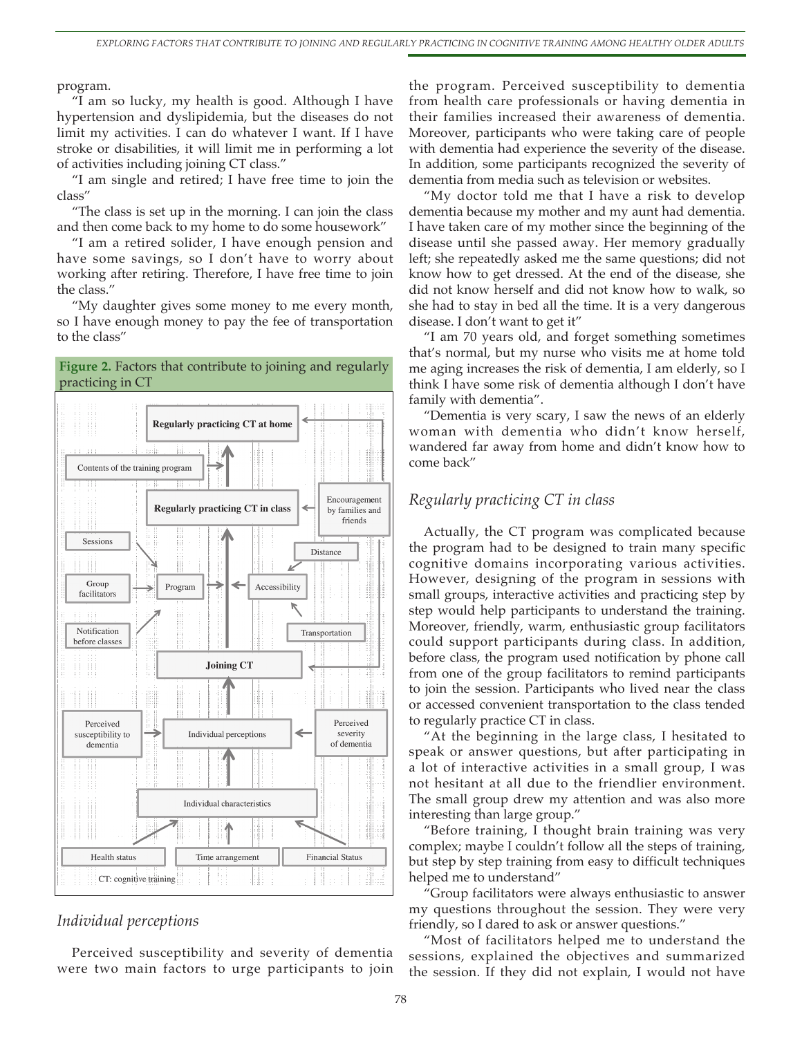program.

"I am so lucky, my health is good. Although I have hypertension and dyslipidemia, but the diseases do not limit my activities. I can do whatever I want. If I have stroke or disabilities, it will limit me in performing a lot of activities including joining CT class."

"I am single and retired; I have free time to join the class"

"The class is set up in the morning. I can join the class and then come back to my home to do some housework"

"I am a retired solider, I have enough pension and have some savings, so I don't have to worry about working after retiring. Therefore, I have free time to join the class."

"My daughter gives some money to me every month, so I have enough money to pay the fee of transportation to the class"

**Figure 2.** Factors that contribute to joining and regularly practicing in CT

Regularly practicing CT at home

Contents of the training program

Regularly practicing CT in class

Encouragement by families and friends

Sessions

Distance

Group facilitators

Program

Accessibility

Notification before classes

Transportation

Joining CT

Perceived susceptibility to dementia

Individual perceptions

Perceived severity of dementia

Individual characteristics

Health status

Time arrangement

Financial Status

CT: cognitive training

## *Individual perceptions*

Perceived susceptibility and severity of dementia were two main factors to urge participants to join the program. Perceived susceptibility to dementia from health care professionals or having dementia in their families increased their awareness of dementia. Moreover, participants who were taking care of people with dementia had experience the severity of the disease. In addition, some participants recognized the severity of dementia from media such as television or websites.

"My doctor told me that I have a risk to develop dementia because my mother and my aunt had dementia. I have taken care of my mother since the beginning of the disease until she passed away. Her memory gradually left; she repeatedly asked me the same questions; did not know how to get dressed. At the end of the disease, she did not know herself and did not know how to walk, so she had to stay in bed all the time. It is a very dangerous disease. I don't want to get it"

"I am 70 years old, and forget something sometimes that's normal, but my nurse who visits me at home told me aging increases the risk of dementia, I am elderly, so I think I have some risk of dementia although I don't have family with dementia".

"Dementia is very scary, I saw the news of an elderly woman with dementia who didn't know herself, wandered far away from home and didn't know how to come back"

## *Regularly practicing CT in class*

Actually, the CT program was complicated because the program had to be designed to train many specific cognitive domains incorporating various activities. However, designing of the program in sessions with small groups, interactive activities and practicing step by step would help participants to understand the training. Moreover, friendly, warm, enthusiastic group facilitators could support participants during class. In addition, before class, the program used notification by phone call from one of the group facilitators to remind participants to join the session. Participants who lived near the class or accessed convenient transportation to the class tended to regularly practice CT in class.

"At the beginning in the large class, I hesitated to speak or answer questions, but after participating in a lot of interactive activities in a small group, I was not hesitant at all due to the friendlier environment. The small group drew my attention and was also more interesting than large group."

"Before training, I thought brain training was very complex; maybe I couldn't follow all the steps of training, but step by step training from easy to difficult techniques helped me to understand"

"Group facilitators were always enthusiastic to answer my questions throughout the session. They were very friendly, so I dared to ask or answer questions."

"Most of facilitators helped me to understand the sessions, explained the objectives and summarized the session. If they did not explain, I would not have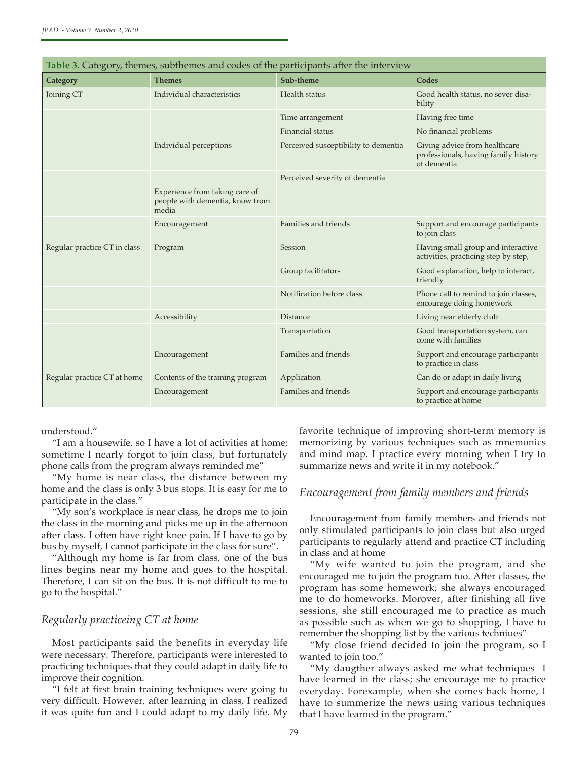**Table 3.** Category, themes, subthemes and codes of the participants after the interview

| Category | Themes | Sub-theme | Codes |
|---|---|---|---|
| Joining CT | Individual characteristics | Health status | Good health status, no sever disability |
| | | Time arrangement | Having free time |
| | | Financial status | No financial problems |
| | Individual perceptions | Perceived susceptibility to dementia | Giving advice from healthcare professionals, having family history of dementia |
| | | Perceived severity of dementia | |
| | Experience from taking care of people with dementia, know from media | | |
| | Encouragement | Families and friends | Support and encourage participants to join class |
| Regular practice CT in class | Program | Session | Having small group and interactive activities, practicing step by step, |
| | | Group facilitators | Good explanation, help to interact, friendly |
| | | Notification before class | Phone call to remind to join classes, encourage doing homework |
| | Accessibility | Distance | Living near elderly club |
| | | Transportation | Good transportation system, can come with families |
| | Encouragement | Families and friends | Support and encourage participants to practice in class |
| Regular practice CT at home | Contents of the training program | Application | Can do or adapt in daily living |
| | Encouragement | Families and friends | Support and encourage participants to practice at home |

understood."

"I am a housewife, so I have a lot of activities at home; sometime I nearly forgot to join class, but fortunately phone calls from the program always reminded me"

"My home is near class, the distance between my home and the class is only 3 bus stops. It is easy for me to participate in the class."

"My son's workplace is near class, he drops me to join the class in the morning and picks me up in the afternoon after class. I often have right knee pain. If I have to go by bus by myself, I cannot participate in the class for sure".

"Although my home is far from class, one of the bus lines begins near my home and goes to the hospital. Therefore, I can sit on the bus. It is not difficult to me to go to the hospital."

## *Regularly practiceing CT at home*

Most participants said the benefits in everyday life were necessary. Therefore, participants were interested to practicing techniques that they could adapt in daily life to improve their cognition.

"I felt at first brain training techniques were going to very difficult. However, after learning in class, I realized it was quite fun and I could adapt to my daily life. My favorite technique of improving short-term memory is memorizing by various techniques such as mnemonics and mind map. I practice every morning when I try to summarize news and write it in my notebook."

## *Encouragement from family members and friends*

Encouragement from family members and friends not only stimulated participants to join class but also urged participants to regularly attend and practice CT including in class and at home

"My wife wanted to join the program, and she encouraged me to join the program too. After classes, the program has some homework; she always encouraged me to do homeworks. Morover, after finishing all five sessions, she still encouraged me to practice as much as possible such as when we go to shopping, I have to remember the shopping list by the various techniues"

"My close friend decided to join the program, so I wanted to join too."

"My daugther always asked me what techniques I have learned in the class; she encourage me to practice everyday. Forexample, when she comes back home, I have to summerize the news using various techniques that I have learned in the program."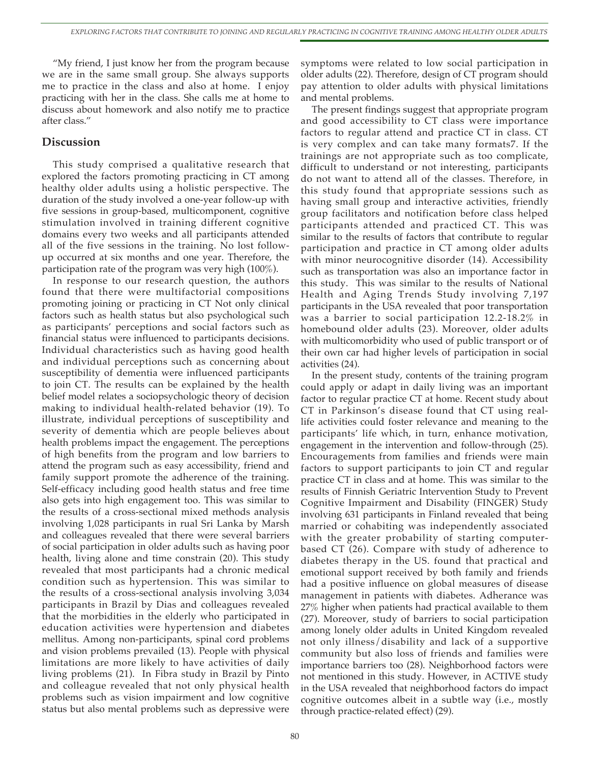"My friend, I just know her from the program because we are in the same small group. She always supports me to practice in the class and also at home. I enjoy practicing with her in the class. She calls me at home to discuss about homework and also notify me to practice after class."

## Discussion

This study comprised a qualitative research that explored the factors promoting practicing in CT among healthy older adults using a holistic perspective. The duration of the study involved a one-year follow-up with five sessions in group-based, multicomponent, cognitive stimulation involved in training different cognitive domains every two weeks and all participants attended all of the five sessions in the training. No lost follow-up occurred at six months and one year. Therefore, the participation rate of the program was very high (100%).

In response to our research question, the authors found that there were multifactorial compositions promoting joining or practicing in CT Not only clinical factors such as health status but also psychological such as participants' perceptions and social factors such as financial status were influenced to participants decisions. Individual characteristics such as having good health and individual perceptions such as concerning about susceptibility of dementia were influenced participants to join CT. The results can be explained by the health belief model relates a sociopsychologic theory of decision making to individual health-related behavior (19). To illustrate, individual perceptions of susceptibility and severity of dementia which are people believes about health problems impact the engagement. The perceptions of high benefits from the program and low barriers to attend the program such as easy accessibility, friend and family support promote the adherence of the training. Self-efficacy including good health status and free time also gets into high engagement too. This was similar to the results of a cross-sectional mixed methods analysis involving 1,028 participants in rual Sri Lanka by Marsh and colleagues revealed that there were several barriers of social participation in older adults such as having poor health, living alone and time constrain (20). This study revealed that most participants had a chronic medical condition such as hypertension. This was similar to the results of a cross-sectional analysis involving 3,034 participants in Brazil by Dias and colleagues revealed that the morbidities in the elderly who participated in education activities were hypertension and diabetes mellitus. Among non-participants, spinal cord problems and vision problems prevailed (13). People with physical limitations are more likely to have activities of daily living problems (21). In Fibra study in Brazil by Pinto and colleague revealed that not only physical health problems such as vision impairment and low cognitive status but also mental problems such as depressive were symptoms were related to low social participation in older adults (22). Therefore, design of CT program should pay attention to older adults with physical limitations and mental problems.

The present findings suggest that appropriate program and good accessibility to CT class were importance factors to regular attend and practice CT in class. CT is very complex and can take many formats7. If the trainings are not appropriate such as too complicate, difficult to understand or not interesting, participants do not want to attend all of the classes. Therefore, in this study found that appropriate sessions such as having small group and interactive activities, friendly group facilitators and notification before class helped participants attended and practiced CT. This was similar to the results of factors that contribute to regular participation and practice in CT among older adults with minor neurocognitive disorder (14). Accessibility such as transportation was also an importance factor in this study. This was similar to the results of National Health and Aging Trends Study involving 7,197 participants in the USA revealed that poor transportation was a barrier to social participation 12.2-18.2% in homebound older adults (23). Moreover, older adults with multicomorbidity who used of public transport or of their own car had higher levels of participation in social activities (24).

In the present study, contents of the training program could apply or adapt in daily living was an important factor to regular practice CT at home. Recent study about CT in Parkinson's disease found that CT using real-life activities could foster relevance and meaning to the participants' life which, in turn, enhance motivation, engagement in the intervention and follow-through (25). Encouragements from families and friends were main factors to support participants to join CT and regular practice CT in class and at home. This was similar to the results of Finnish Geriatric Intervention Study to Prevent Cognitive Impairment and Disability (FINGER) Study involving 631 participants in Finland revealed that being married or cohabiting was independently associated with the greater probability of starting computer-based CT (26). Compare with study of adherence to diabetes therapy in the US. found that practical and emotional support received by both family and friends had a positive influence on global measures of disease management in patients with diabetes. Adherance was 27% higher when patients had practical available to them (27). Moreover, study of barriers to social participation among lonely older adults in United Kingdom revealed not only illness/disability and lack of a supportive community but also loss of friends and families were importance barriers too (28). Neighborhood factors were not mentioned in this study. However, in ACTIVE study in the USA revealed that neighborhood factors do impact cognitive outcomes albeit in a subtle way (i.e., mostly through practice-related effect) (29).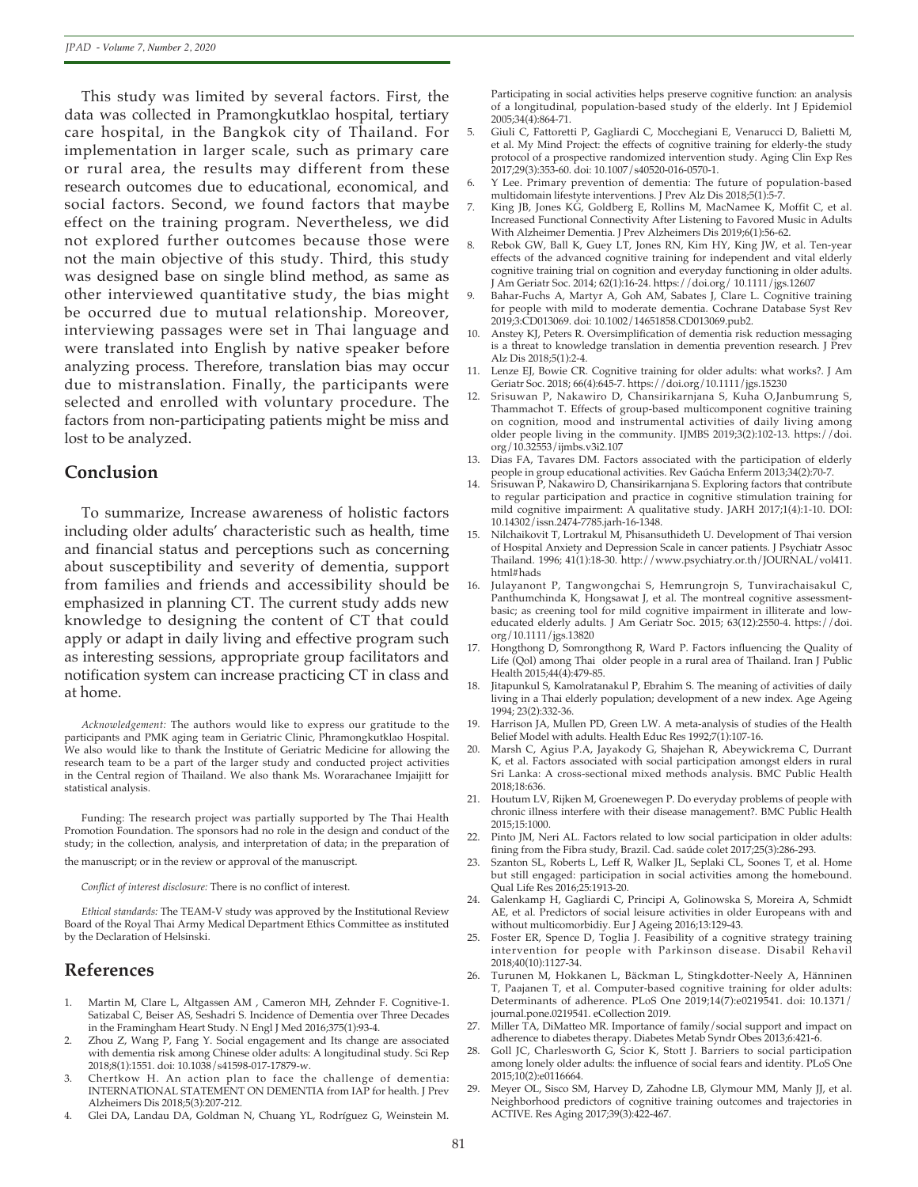This study was limited by several factors. First, the data was collected in Pramongkutklao hospital, tertiary care hospital, in the Bangkok city of Thailand. For implementation in larger scale, such as primary care or rural area, the results may different from these research outcomes due to educational, economical, and social factors. Second, we found factors that maybe effect on the training program. Nevertheless, we did not explored further outcomes because those were not the main objective of this study. Third, this study was designed base on single blind method, as same as other interviewed quantitative study, the bias might be occurred due to mutual relationship. Moreover, interviewing passages were set in Thai language and were translated into English by native speaker before analyzing process. Therefore, translation bias may occur due to mistranslation. Finally, the participants were selected and enrolled with voluntary procedure. The factors from non-participating patients might be miss and lost to be analyzed.

## Conclusion

To summarize, Increase awareness of holistic factors including older adults' characteristic such as health, time and financial status and perceptions such as concerning about susceptibility and severity of dementia, support from families and friends and accessibility should be emphasized in planning CT. The current study adds new knowledge to designing the content of CT that could apply or adapt in daily living and effective program such as interesting sessions, appropriate group facilitators and notification system can increase practicing CT in class and at home.

*Acknowledgement:* The authors would like to express our gratitude to the participants and PMK aging team in Geriatric Clinic, Phramongkutklao Hospital. We also would like to thank the Institute of Geriatric Medicine for allowing the research team to be a part of the larger study and conducted project activities in the Central region of Thailand. We also thank Ms. Worarachanee Imjaijitt for statistical analysis.

Funding: The research project was partially supported by The Thai Health Promotion Foundation. The sponsors had no role in the design and conduct of the study; in the collection, analysis, and interpretation of data; in the preparation of the manuscript; or in the review or approval of the manuscript.

*Conflict of interest disclosure:* There is no conflict of interest.

*Ethical standards:* The TEAM-V study was approved by the Institutional Review Board of the Royal Thai Army Medical Department Ethics Committee as instituted by the Declaration of Helsinki.

## References

1. Martin M, Clare L, Altgassen AM , Cameron MH, Zehnder F. Cognitive-1. Satizabal C, Beiser AS, Seshadri S. Incidence of Dementia over Three Decades in the Framingham Heart Study. N Engl J Med 2016;375(1):93-4.
2. Zhou Z, Wang P, Fang Y. Social engagement and Its change are associated with dementia risk among Chinese older adults: A longitudinal study. Sci Rep 2018;8(1):1551. doi: 10.1038/s41598-017-17879-w.
3. Chertkow H. An action plan to face the challenge of dementia: INTERNATIONAL STATEMENT ON DEMENTIA from IAP for health. J Prev Alzheimers Dis 2018;5(3):207-212.
4. Glei DA, Landau DA, Goldman N, Chuang YL, Rodríguez G, Weinstein M. Participating in social activities helps preserve cognitive function: an analysis of a longitudinal, population-based study of the elderly. Int J Epidemiol 2005;34(4):864-71.
5. Giuli C, Fattoretti P, Gagliardi C, Mocchegiani E, Venarucci D, Balietti M, et al. My Mind Project: the effects of cognitive training for elderly-the study protocol of a prospective randomized intervention study. Aging Clin Exp Res 2017;29(3):353-60. doi: 10.1007/s40520-016-0570-1.
6. Y Lee. Primary prevention of dementia: The future of population-based multidomain lifestyte interventions. J Prev Alz Dis 2018;5(1):5-7.
7. King JB, Jones KG, Goldberg E, Rollins M, MacNamee K, Moffit C, et al. Increased Functional Connectivity After Listening to Favored Music in Adults With Alzheimer Dementia. J Prev Alzheimers Dis 2019;6(1):56-62.
8. Rebok GW, Ball K, Guey LT, Jones RN, Kim HY, King JW, et al. Ten-year effects of the advanced cognitive training for independent and vital elderly cognitive training trial on cognition and everyday functioning in older adults. J Am Geriatr Soc. 2014; 62(1):16-24. https://doi.org/ 10.1111/jgs.12607
9. Bahar-Fuchs A, Martyr A, Goh AM, Sabates J, Clare L. Cognitive training for people with mild to moderate dementia. Cochrane Database Syst Rev 2019;3:CD013069. doi: 10.1002/14651858.CD013069.pub2.
10. Anstey KJ, Peters R. Oversimplification of dementia risk reduction messaging is a threat to knowledge translation in dementia prevention research. J Prev Alz Dis 2018;5(1):2-4.
11. Lenze EJ, Bowie CR. Cognitive training for older adults: what works?. J Am Geriatr Soc. 2018; 66(4):645-7. https://doi.org/10.1111/jgs.15230
12. Srisuwan P, Nakawiro D, Chansirikarnjana S, Kuha O,Janbumrung S, Thammachot T. Effects of group-based multicomponent cognitive training on cognition, mood and instrumental activities of daily living among older people living in the community. IJMBS 2019;3(2):102-13. https://doi.org/10.32553/ijmbs.v3i2.107
13. Dias FA, Tavares DM. Factors associated with the participation of elderly people in group educational activities. Rev Gaúcha Enferm 2013;34(2):70-7.
14. Srisuwan P, Nakawiro D, Chansirikarnjana S. Exploring factors that contribute to regular participation and practice in cognitive stimulation training for mild cognitive impairment: A qualitative study. JARH 2017;1(4):1-10. DOI: 10.14302/issn.2474-7785.jarh-16-1348.
15. Nilchaikovit T, Lortrakul M, Phisansuthideth U. Development of Thai version of Hospital Anxiety and Depression Scale in cancer patients. J Psychiatr Assoc Thailand. 1996; 41(1):18-30. http://www.psychiatry.or.th/JOURNAL/vol411.html#hads
16. Julayanont P, Tangwongchai S, Hemrungrojn S, Tunvirachaisakul C, Panthumchinda K, Hongsawat J, et al. The montreal cognitive assessment-basic; as creening tool for mild cognitive impairment in illiterate and low-educated elderly adults. J Am Geriatr Soc. 2015; 63(12):2550-4. https://doi.org/10.1111/jgs.13820
17. Hongthong D, Somrongthong R, Ward P. Factors influencing the Quality of Life (Qol) among Thai older people in a rural area of Thailand. Iran J Public Health 2015;44(4):479-85.
18. Jitapunkul S, Kamolratanakul P, Ebrahim S. The meaning of activities of daily living in a Thai elderly population; development of a new index. Age Ageing 1994; 23(2):332-36.
19. Harrison JA, Mullen PD, Green LW. A meta-analysis of studies of the Health Belief Model with adults. Health Educ Res 1992;7(1):107-16.
20. Marsh C, Agius P.A, Jayakody G, Shajehan R, Abeywickrema C, Durrant K, et al. Factors associated with social participation amongst elders in rural Sri Lanka: A cross-sectional mixed methods analysis. BMC Public Health 2018;18:636.
21. Houtum LV, Rijken M, Groenewegen P. Do everyday problems of people with chronic illness interfere with their disease management?. BMC Public Health 2015;15:1000.
22. Pinto JM, Neri AL. Factors related to low social participation in older adults: fining from the Fibra study, Brazil. Cad. saúde colet 2017;25(3):286-293.
23. Szanton SL, Roberts L, Leff R, Walker JL, Seplaki CL, Soones T, et al. Home but still engaged: participation in social activities among the homebound. Qual Life Res 2016;25:1913-20.
24. Galenkamp H, Gagliardi C, Principi A, Golinowska S, Moreira A, Schmidt AE, et al. Predictors of social leisure activities in older Europeans with and without multicomorbidiy. Eur J Ageing 2016;13:129-43.
25. Foster ER, Spence D, Toglia J. Feasibility of a cognitive strategy training intervention for people with Parkinson disease. Disabil Rehavil 2018;40(10):1127-34.
26. Turunen M, Hokkanen L, Bäckman L, Stingkdotter-Neely A, Hänninen T, Paajanen T, et al. Computer-based cognitive training for older adults: Determinants of adherence. PLoS One 2019;14(7):e0219541. doi: 10.1371/journal.pone.0219541. eCollection 2019.
27. Miller TA, DiMatteo MR. Importance of family/social support and impact on adherence to diabetes therapy. Diabetes Metab Syndr Obes 2013;6:421-6.
28. Goll JC, Charlesworth G, Scior K, Stott J. Barriers to social participation among lonely older adults: the influence of social fears and identity. PLoS One 2015;10(2):e0116664.
29. Meyer OL, Sisco SM, Harvey D, Zahodne LB, Glymour MM, Manly JJ, et al. Neighborhood predictors of cognitive training outcomes and trajectories in ACTIVE. Res Aging 2017;39(3):422-467.